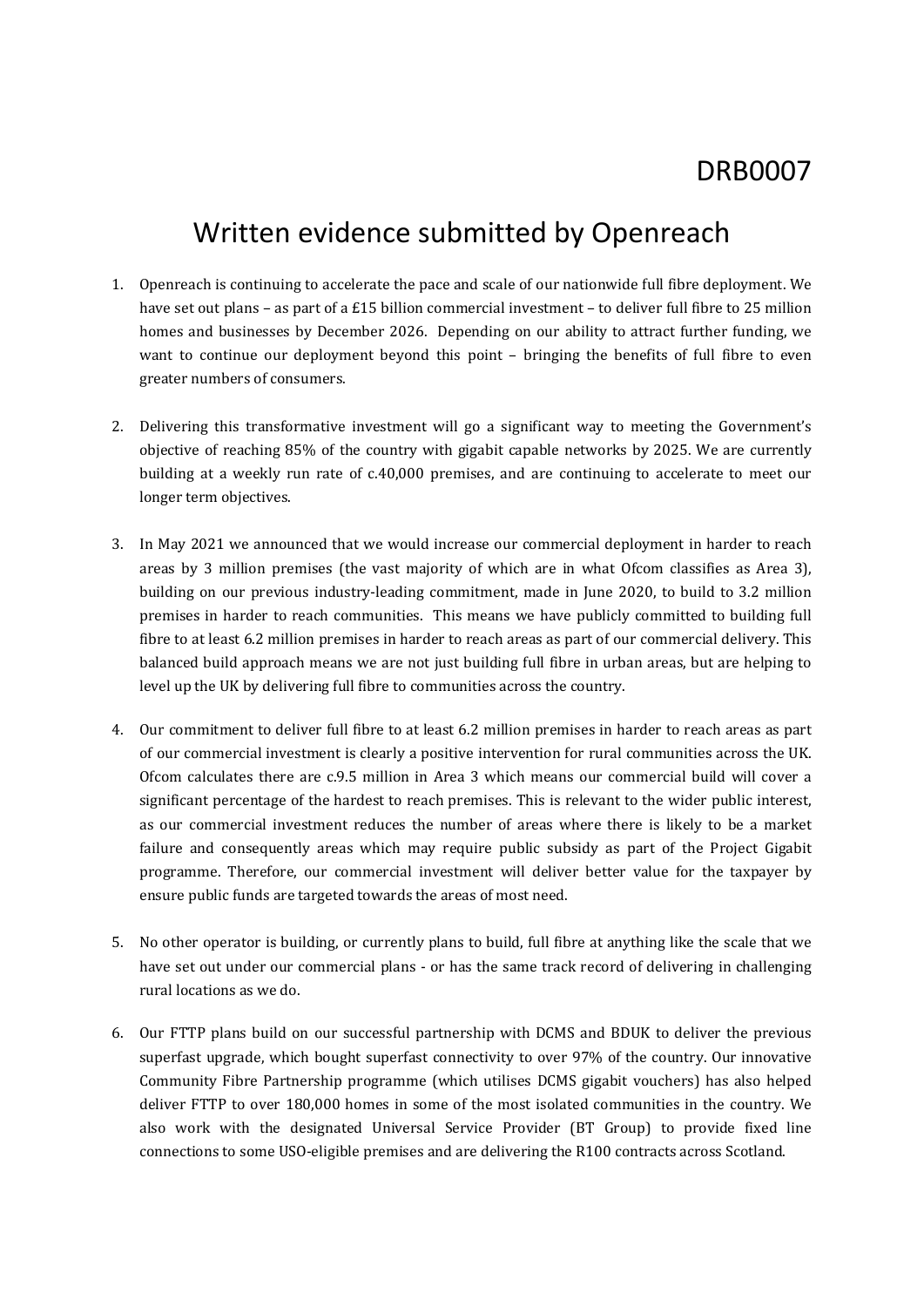DRB0007

# Written evidence submitted by Openreach

1. Openreach is continuing to accelerate the pace and scale of our nationwide full fibre deployment. We have set out plans – as part of a £15 billion commercial investment – to deliver full fibre to 25 million homes and businesses by December 2026. Depending on our ability to attract further funding, we want to continue our deployment beyond this point – bringing the benefits of full fibre to even greater numbers of consumers.

2. Delivering this transformative investment will go a significant way to meeting the Government's objective of reaching 85% of the country with gigabit capable networks by 2025. We are currently building at a weekly run rate of c.40,000 premises, and are continuing to accelerate to meet our longer term objectives.

3. In May 2021 we announced that we would increase our commercial deployment in harder to reach areas by 3 million premises (the vast majority of which are in what Ofcom classifies as Area 3), building on our previous industry-leading commitment, made in June 2020, to build to 3.2 million premises in harder to reach communities. This means we have publicly committed to building full fibre to at least 6.2 million premises in harder to reach areas as part of our commercial delivery. This balanced build approach means we are not just building full fibre in urban areas, but are helping to level up the UK by delivering full fibre to communities across the country.

4. Our commitment to deliver full fibre to at least 6.2 million premises in harder to reach areas as part of our commercial investment is clearly a positive intervention for rural communities across the UK. Ofcom calculates there are c.9.5 million in Area 3 which means our commercial build will cover a significant percentage of the hardest to reach premises. This is relevant to the wider public interest, as our commercial investment reduces the number of areas where there is likely to be a market failure and consequently areas which may require public subsidy as part of the Project Gigabit programme. Therefore, our commercial investment will deliver better value for the taxpayer by ensure public funds are targeted towards the areas of most need.

5. No other operator is building, or currently plans to build, full fibre at anything like the scale that we have set out under our commercial plans - or has the same track record of delivering in challenging rural locations as we do.

6. Our FTTP plans build on our successful partnership with DCMS and BDUK to deliver the previous superfast upgrade, which bought superfast connectivity to over 97% of the country. Our innovative Community Fibre Partnership programme (which utilises DCMS gigabit vouchers) has also helped deliver FTTP to over 180,000 homes in some of the most isolated communities in the country. We also work with the designated Universal Service Provider (BT Group) to provide fixed line connections to some USO-eligible premises and are delivering the R100 contracts across Scotland.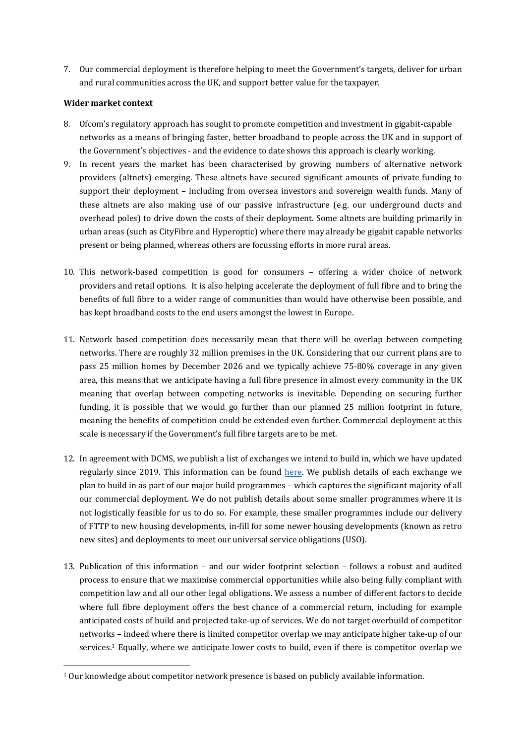7. Our commercial deployment is therefore helping to meet the Government's targets, deliver for urban and rural communities across the UK, and support better value for the taxpayer.

**Wider market context**

8. Ofcom's regulatory approach has sought to promote competition and investment in gigabit-capable networks as a means of bringing faster, better broadband to people across the UK and in support of the Government's objectives - and the evidence to date shows this approach is clearly working.
9. In recent years the market has been characterised by growing numbers of alternative network providers (altnets) emerging. These altnets have secured significant amounts of private funding to support their deployment – including from oversea investors and sovereign wealth funds. Many of these altnets are also making use of our passive infrastructure (e.g. our underground ducts and overhead poles) to drive down the costs of their deployment. Some altnets are building primarily in urban areas (such as CityFibre and Hyperoptic) where there may already be gigabit capable networks present or being planned, whereas others are focussing efforts in more rural areas.

10. This network-based competition is good for consumers – offering a wider choice of network providers and retail options. It is also helping accelerate the deployment of full fibre and to bring the benefits of full fibre to a wider range of communities than would have otherwise been possible, and has kept broadband costs to the end users amongst the lowest in Europe.

11. Network based competition does necessarily mean that there will be overlap between competing networks. There are roughly 32 million premises in the UK. Considering that our current plans are to pass 25 million homes by December 2026 and we typically achieve 75-80% coverage in any given area, this means that we anticipate having a full fibre presence in almost every community in the UK meaning that overlap between competing networks is inevitable. Depending on securing further funding, it is possible that we would go further than our planned 25 million footprint in future, meaning the benefits of competition could be extended even further. Commercial deployment at this scale is necessary if the Government's full fibre targets are to be met.

12. In agreement with DCMS, we publish a list of exchanges we intend to build in, which we have updated regularly since 2019. This information can be found here. We publish details of each exchange we plan to build in as part of our major build programmes – which captures the significant majority of all our commercial deployment. We do not publish details about some smaller programmes where it is not logistically feasible for us to do so. For example, these smaller programmes include our delivery of FTTP to new housing developments, in-fill for some newer housing developments (known as retro new sites) and deployments to meet our universal service obligations (USO).

13. Publication of this information – and our wider footprint selection – follows a robust and audited process to ensure that we maximise commercial opportunities while also being fully compliant with competition law and all our other legal obligations. We assess a number of different factors to decide where full fibre deployment offers the best chance of a commercial return, including for example anticipated costs of build and projected take-up of services. We do not target overbuild of competitor networks – indeed where there is limited competitor overlap we may anticipate higher take-up of our services.[1] Equally, where we anticipate lower costs to build, even if there is competitor overlap we

[1] Our knowledge about competitor network presence is based on publicly available information.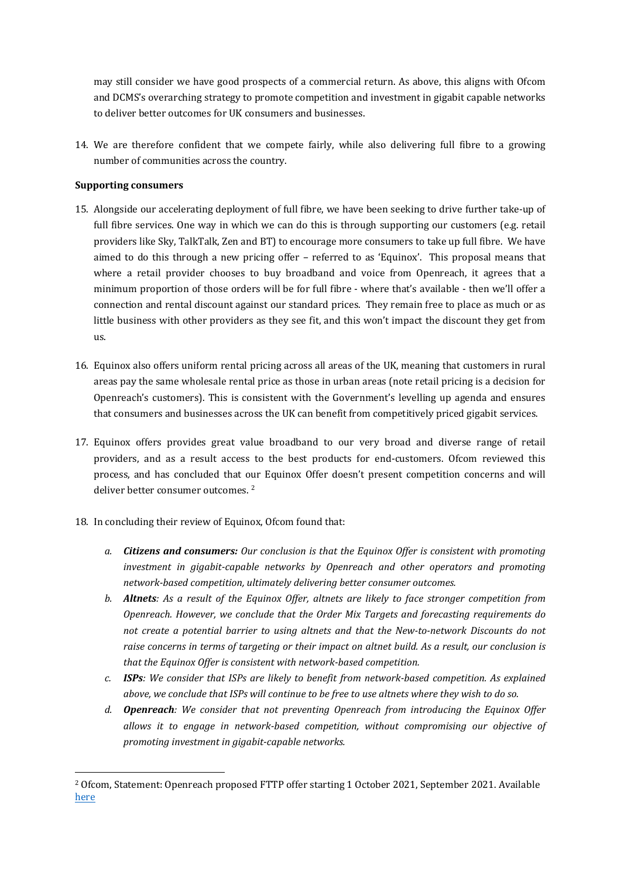may still consider we have good prospects of a commercial return. As above, this aligns with Ofcom and DCMS's overarching strategy to promote competition and investment in gigabit capable networks to deliver better outcomes for UK consumers and businesses.

14. We are therefore confident that we compete fairly, while also delivering full fibre to a growing number of communities across the country.

**Supporting consumers**

15. Alongside our accelerating deployment of full fibre, we have been seeking to drive further take-up of full fibre services. One way in which we can do this is through supporting our customers (e.g. retail providers like Sky, TalkTalk, Zen and BT) to encourage more consumers to take up full fibre. We have aimed to do this through a new pricing offer – referred to as 'Equinox'. This proposal means that where a retail provider chooses to buy broadband and voice from Openreach, it agrees that a minimum proportion of those orders will be for full fibre - where that's available - then we'll offer a connection and rental discount against our standard prices. They remain free to place as much or as little business with other providers as they see fit, and this won't impact the discount they get from us.

16. Equinox also offers uniform rental pricing across all areas of the UK, meaning that customers in rural areas pay the same wholesale rental price as those in urban areas (note retail pricing is a decision for Openreach's customers). This is consistent with the Government's levelling up agenda and ensures that consumers and businesses across the UK can benefit from competitively priced gigabit services.

17. Equinox offers provides great value broadband to our very broad and diverse range of retail providers, and as a result access to the best products for end-customers. Ofcom reviewed this process, and has concluded that our Equinox Offer doesn't present competition concerns and will deliver better consumer outcomes. [2]

18. In concluding their review of Equinox, Ofcom found that:

    a. ***Citizens and consumers:*** *Our conclusion is that the Equinox Offer is consistent with promoting investment in gigabit-capable networks by Openreach and other operators and promoting network-based competition, ultimately delivering better consumer outcomes.*
    b. ***Altnets****: As a result of the Equinox Offer, altnets are likely to face stronger competition from Openreach. However, we conclude that the Order Mix Targets and forecasting requirements do not create a potential barrier to using altnets and that the New-to-network Discounts do not raise concerns in terms of targeting or their impact on altnet build. As a result, our conclusion is that the Equinox Offer is consistent with network-based competition.*
    c. ***ISPs****: We consider that ISPs are likely to benefit from network-based competition. As explained above, we conclude that ISPs will continue to be free to use altnets where they wish to do so.*
    d. ***Openreach****: We consider that not preventing Openreach from introducing the Equinox Offer allows it to engage in network-based competition, without compromising our objective of promoting investment in gigabit-capable networks.*

---

[2] Ofcom, Statement: Openreach proposed FTTP offer starting 1 October 2021, September 2021. Available here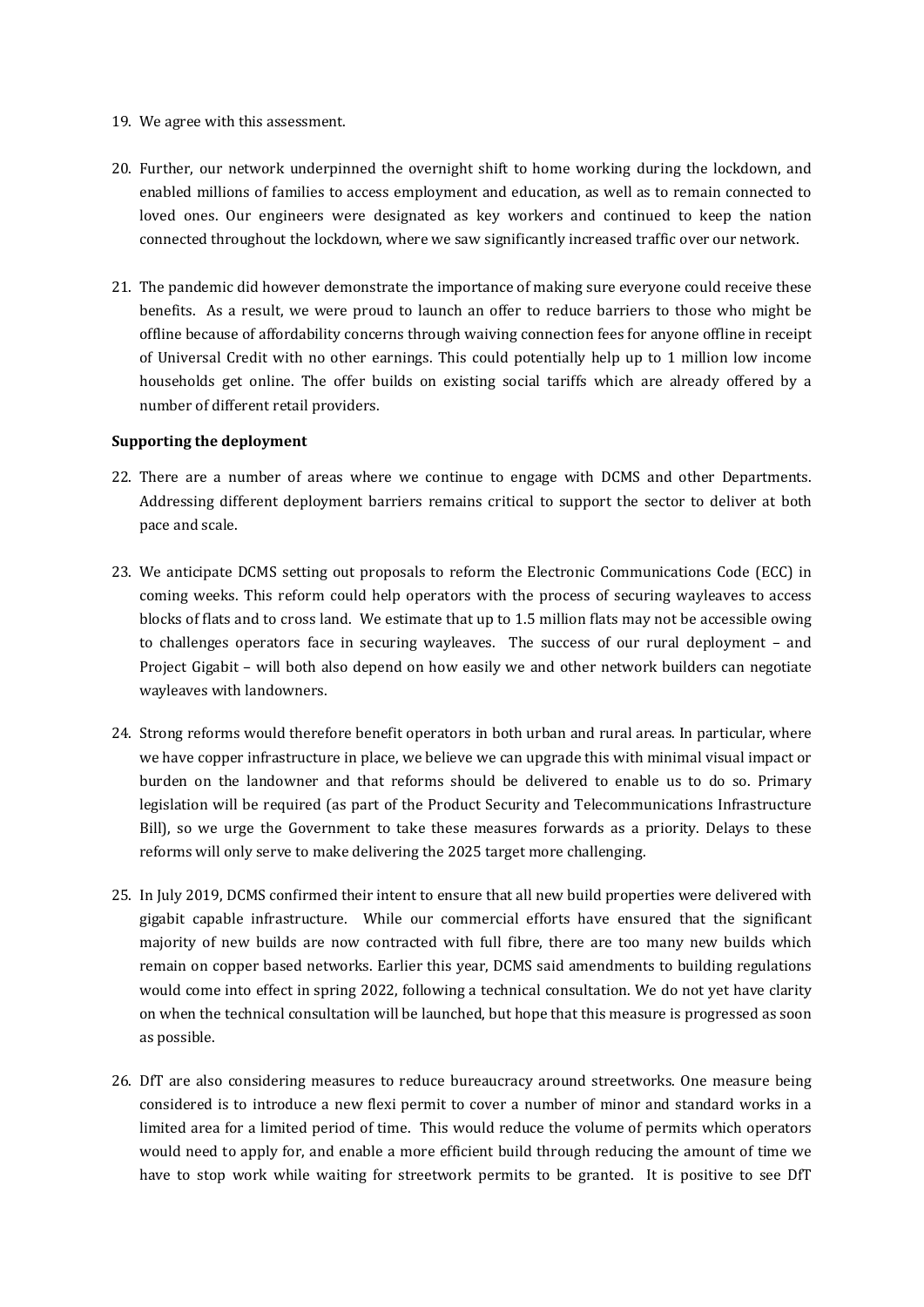19. We agree with this assessment.

20. Further, our network underpinned the overnight shift to home working during the lockdown, and enabled millions of families to access employment and education, as well as to remain connected to loved ones. Our engineers were designated as key workers and continued to keep the nation connected throughout the lockdown, where we saw significantly increased traffic over our network.

21. The pandemic did however demonstrate the importance of making sure everyone could receive these benefits. As a result, we were proud to launch an offer to reduce barriers to those who might be offline because of affordability concerns through waiving connection fees for anyone offline in receipt of Universal Credit with no other earnings. This could potentially help up to 1 million low income households get online. The offer builds on existing social tariffs which are already offered by a number of different retail providers.

**Supporting the deployment**

22. There are a number of areas where we continue to engage with DCMS and other Departments. Addressing different deployment barriers remains critical to support the sector to deliver at both pace and scale.

23. We anticipate DCMS setting out proposals to reform the Electronic Communications Code (ECC) in coming weeks. This reform could help operators with the process of securing wayleaves to access blocks of flats and to cross land. We estimate that up to 1.5 million flats may not be accessible owing to challenges operators face in securing wayleaves. The success of our rural deployment – and Project Gigabit – will both also depend on how easily we and other network builders can negotiate wayleaves with landowners.

24. Strong reforms would therefore benefit operators in both urban and rural areas. In particular, where we have copper infrastructure in place, we believe we can upgrade this with minimal visual impact or burden on the landowner and that reforms should be delivered to enable us to do so. Primary legislation will be required (as part of the Product Security and Telecommunications Infrastructure Bill), so we urge the Government to take these measures forwards as a priority. Delays to these reforms will only serve to make delivering the 2025 target more challenging.

25. In July 2019, DCMS confirmed their intent to ensure that all new build properties were delivered with gigabit capable infrastructure. While our commercial efforts have ensured that the significant majority of new builds are now contracted with full fibre, there are too many new builds which remain on copper based networks. Earlier this year, DCMS said amendments to building regulations would come into effect in spring 2022, following a technical consultation. We do not yet have clarity on when the technical consultation will be launched, but hope that this measure is progressed as soon as possible.

26. DfT are also considering measures to reduce bureaucracy around streetworks. One measure being considered is to introduce a new flexi permit to cover a number of minor and standard works in a limited area for a limited period of time. This would reduce the volume of permits which operators would need to apply for, and enable a more efficient build through reducing the amount of time we have to stop work while waiting for streetwork permits to be granted. It is positive to see DfT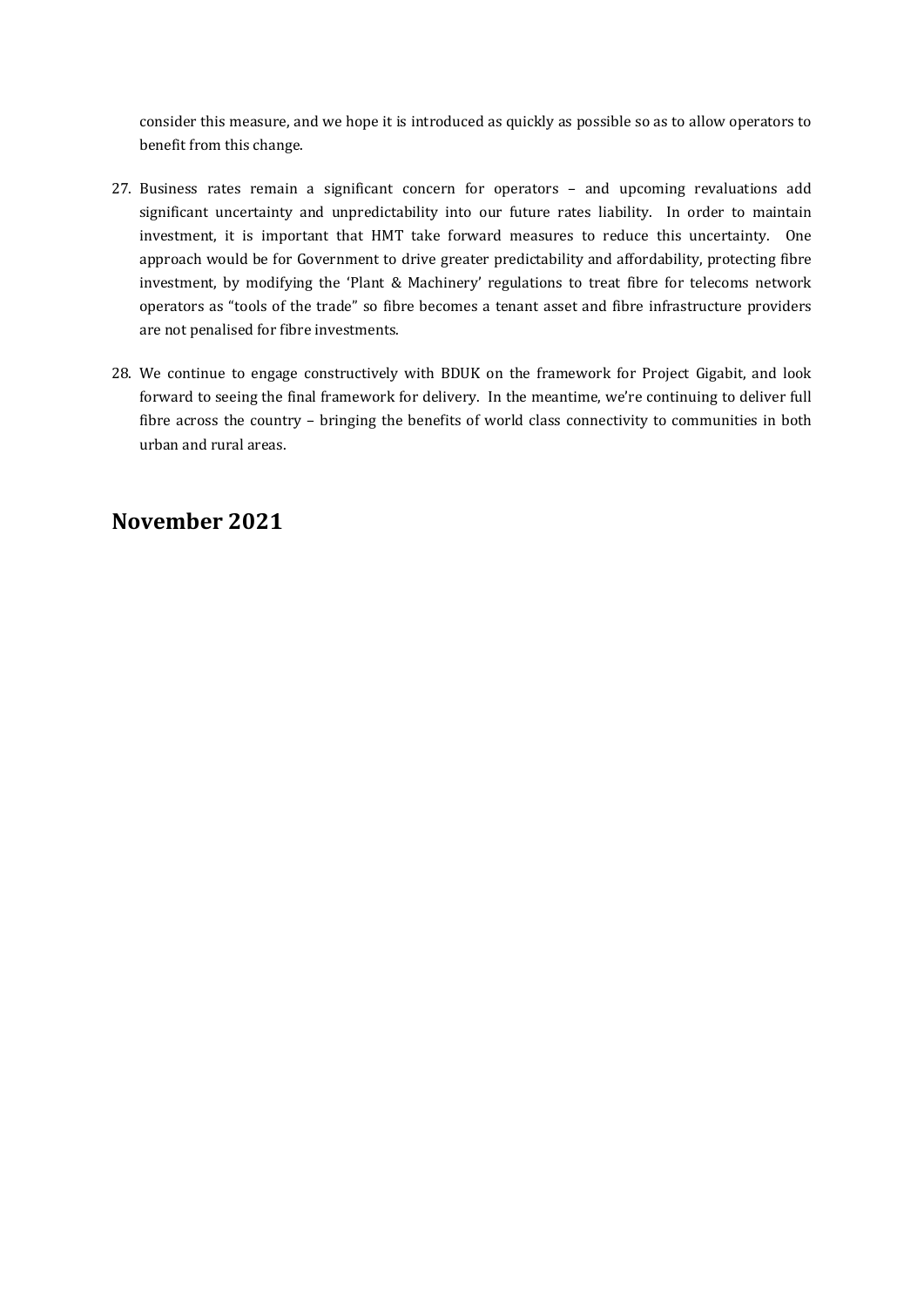consider this measure, and we hope it is introduced as quickly as possible so as to allow operators to benefit from this change.

27. Business rates remain a significant concern for operators – and upcoming revaluations add significant uncertainty and unpredictability into our future rates liability. In order to maintain investment, it is important that HMT take forward measures to reduce this uncertainty. One approach would be for Government to drive greater predictability and affordability, protecting fibre investment, by modifying the 'Plant & Machinery' regulations to treat fibre for telecoms network operators as "tools of the trade" so fibre becomes a tenant asset and fibre infrastructure providers are not penalised for fibre investments.

28. We continue to engage constructively with BDUK on the framework for Project Gigabit, and look forward to seeing the final framework for delivery. In the meantime, we're continuing to deliver full fibre across the country – bringing the benefits of world class connectivity to communities in both urban and rural areas.

## November 2021